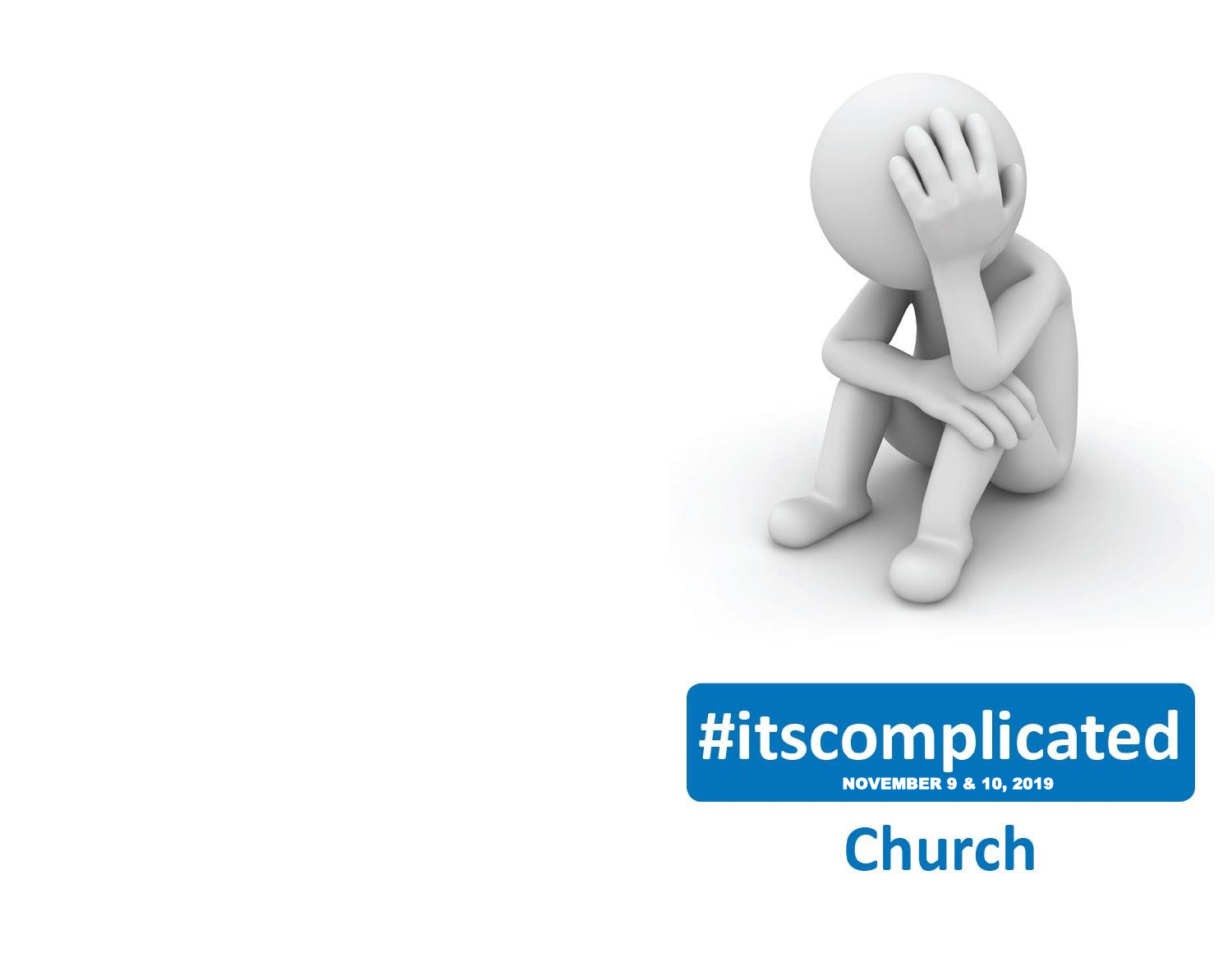# #itscomplicated

**NOVEMBER 9 & 10, 2019**

## Church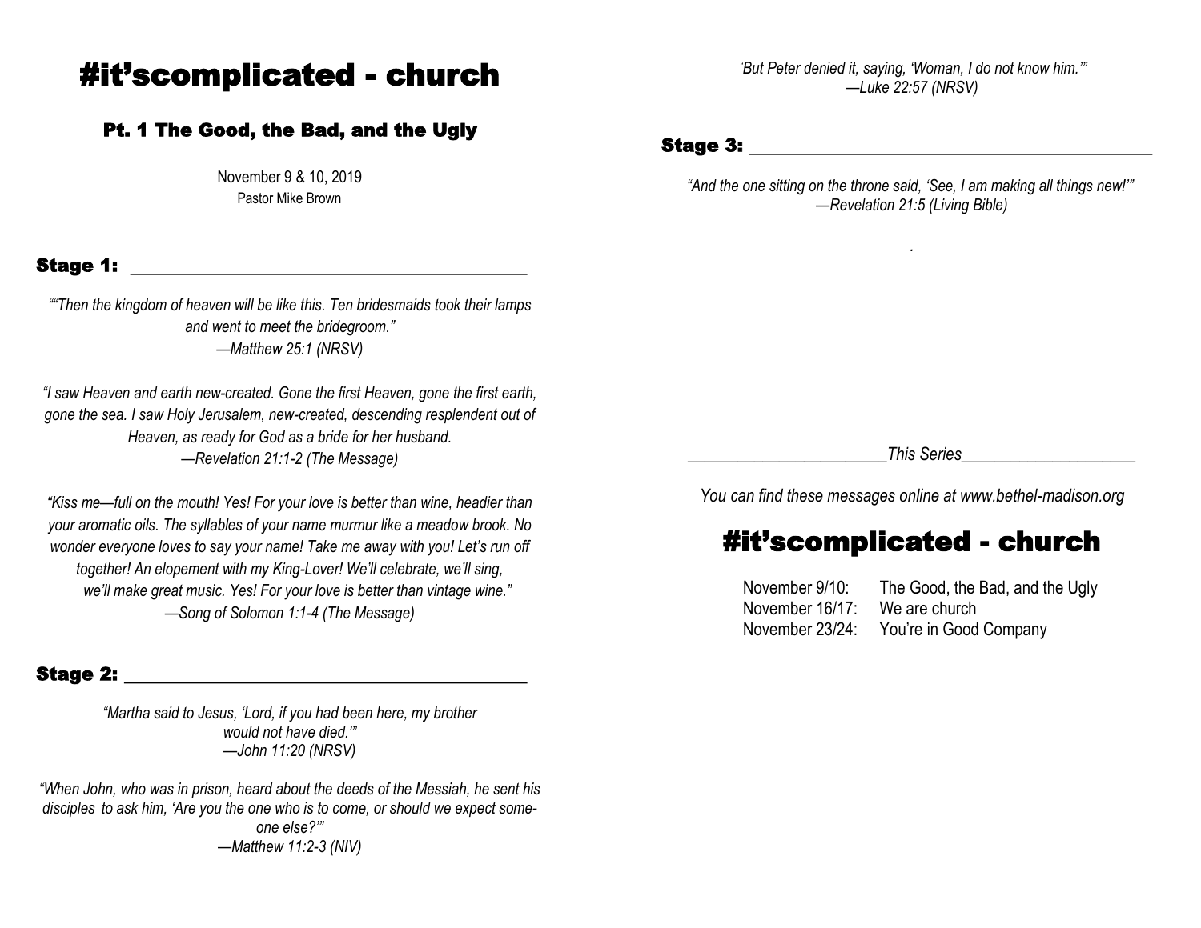# #it'scomplicated - church

## Pt. 1 The Good, the Bad, and the Ugly

November 9 & 10, 2019
Pastor Mike Brown

**Stage 1:** ___________________________________________

*""Then the kingdom of heaven will be like this. Ten bridesmaids took their lamps and went to meet the bridegroom."*
*—Matthew 25:1 (NRSV)*

*"I saw Heaven and earth new-created. Gone the first Heaven, gone the first earth, gone the sea. I saw Holy Jerusalem, new-created, descending resplendent out of Heaven, as ready for God as a bride for her husband.*
*—Revelation 21:1-2 (The Message)*

*"Kiss me—full on the mouth! Yes! For your love is better than wine, headier than your aromatic oils. The syllables of your name murmur like a meadow brook. No wonder everyone loves to say your name! Take me away with you! Let's run off together! An elopement with my King-Lover! We'll celebrate, we'll sing, we'll make great music. Yes! For your love is better than vintage wine."*
*—Song of Solomon 1:1-4 (The Message)*

**Stage 2:** ___________________________________________

*"Martha said to Jesus, 'Lord, if you had been here, my brother would not have died.'"*
*—John 11:20 (NRSV)*

*"When John, who was in prison, heard about the deeds of the Messiah, he sent his disciples to ask him, 'Are you the one who is to come, or should we expect someone else?'"*
*—Matthew 11:2-3 (NIV)*

*"But Peter denied it, saying, 'Woman, I do not know him.'"*
*—Luke 22:57 (NRSV)*

**Stage 3:** ___________________________________________

*"And the one sitting on the throne said, 'See, I am making all things new!'"*
*—Revelation 21:5 (Living Bible)*

.

_______________________*This Series*____________________

*You can find these messages online at www.bethel-madison.org*

# #it'scomplicated - church

| | |
|---|---|
| November 9/10: | The Good, the Bad, and the Ugly |
| November 16/17: | We are church |
| November 23/24: | You're in Good Company |